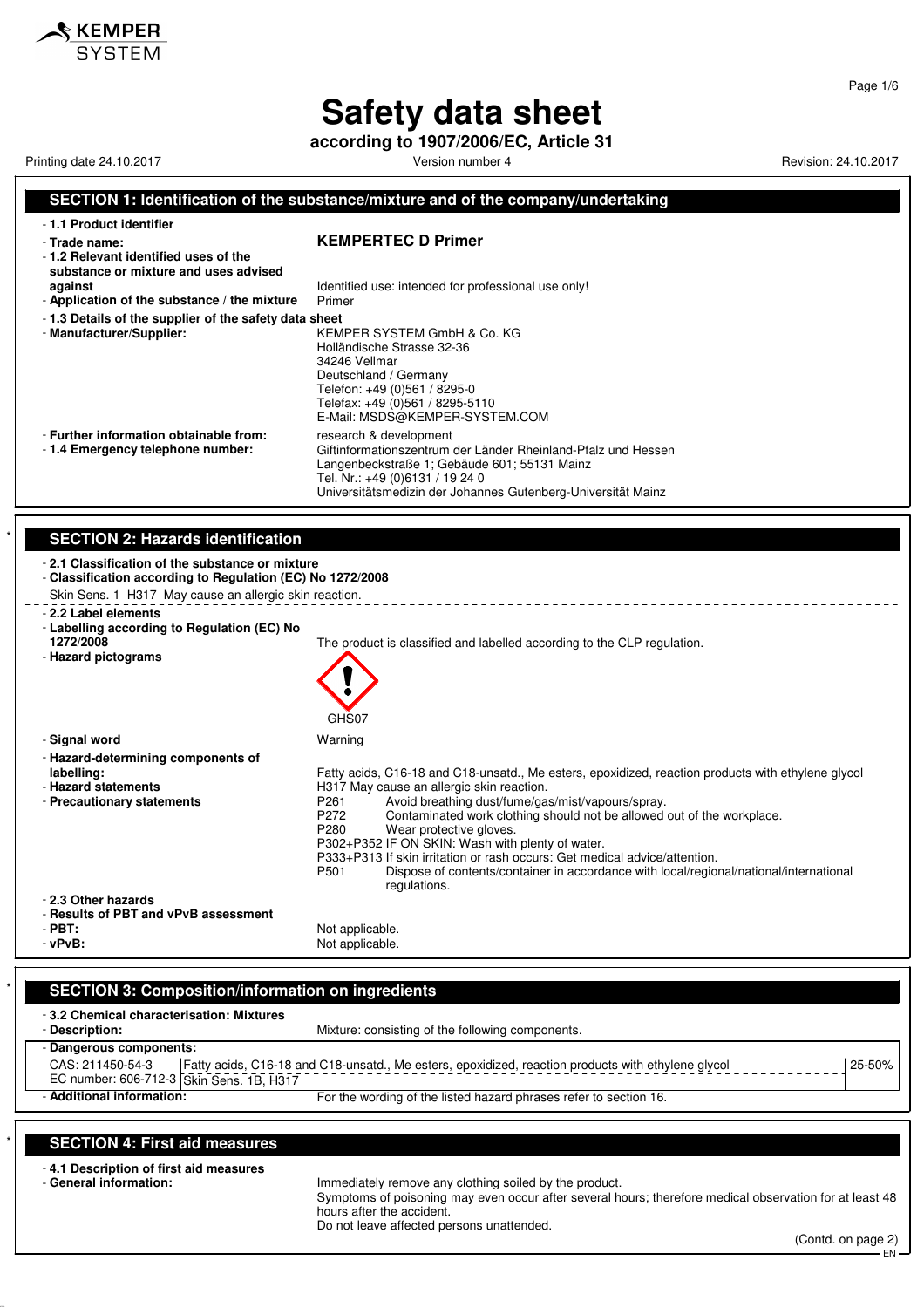KEMPER SYSTEM

# Safety data sheet

**according to 1907/2006/EC, Article 31**

Printing date 24.10.2017 Version number 4 Revision: 24.10.2017

## SECTION 1: Identification of the substance/mixture and of the company/undertaking

- **1.1 Product identifier**
- **Trade name:** **KEMPERTEC D Primer**
- **1.2 Relevant identified uses of the substance or mixture and uses advised against** Identified use: intended for professional use only!
- **Application of the substance / the mixture** Primer
- **1.3 Details of the supplier of the safety data sheet**
- **Manufacturer/Supplier:**
  KEMPER SYSTEM GmbH & Co. KG
  Holländische Strasse 32-36
  34246 Vellmar
  Deutschland / Germany
  Telefon: +49 (0)561 / 8295-0
  Telefax: +49 (0)561 / 8295-5110
  E-Mail: MSDS@KEMPER-SYSTEM.COM
- **Further information obtainable from:** research & development
- **1.4 Emergency telephone number:**
  Giftinformationszentrum der Länder Rheinland-Pfalz und Hessen
  Langenbeckstraße 1; Gebäude 601; 55131 Mainz
  Tel. Nr.: +49 (0)6131 / 19 24 0
  Universitätsmedizin der Johannes Gutenberg-Universität Mainz

## SECTION 2: Hazards identification

- **2.1 Classification of the substance or mixture**
- **Classification according to Regulation (EC) No 1272/2008**

Skin Sens. 1 H317 May cause an allergic skin reaction.

- **2.2 Label elements**
- **Labelling according to Regulation (EC) No 1272/2008** The product is classified and labelled according to the CLP regulation.
- **Hazard pictograms**

  GHS07

- **Signal word** Warning
- **Hazard-determining components of labelling:** Fatty acids, C16-18 and C18-unsatd., Me esters, epoxidized, reaction products with ethylene glycol
- **Hazard statements** H317 May cause an allergic skin reaction.
- **Precautionary statements**
  - P261 Avoid breathing dust/fume/gas/mist/vapours/spray.
  - P272 Contaminated work clothing should not be allowed out of the workplace.
  - P280 Wear protective gloves.
  - P302+P352 IF ON SKIN: Wash with plenty of water.
  - P333+P313 If skin irritation or rash occurs: Get medical advice/attention.
  - P501 Dispose of contents/container in accordance with local/regional/national/international regulations.
- **2.3 Other hazards**
- **Results of PBT and vPvB assessment**
- **PBT:** Not applicable.
- **vPvB:** Not applicable.

## SECTION 3: Composition/information on ingredients

- **3.2 Chemical characterisation: Mixtures**
- **Description:** Mixture: consisting of the following components.

| Dangerous components: | | |
|---|---|---|
| CAS: 211450-54-3<br>EC number: 606-712-3 | Fatty acids, C16-18 and C18-unsatd., Me esters, epoxidized, reaction products with ethylene glycol<br>Skin Sens. 1B, H317 | 25-50% |

- **Additional information:** For the wording of the listed hazard phrases refer to section 16.

## SECTION 4: First aid measures

- **4.1 Description of first aid measures**
- **General information:**
  Immediately remove any clothing soiled by the product.
  Symptoms of poisoning may even occur after several hours; therefore medical observation for at least 48 hours after the accident.
  Do not leave affected persons unattended.

(Contd. on page 2)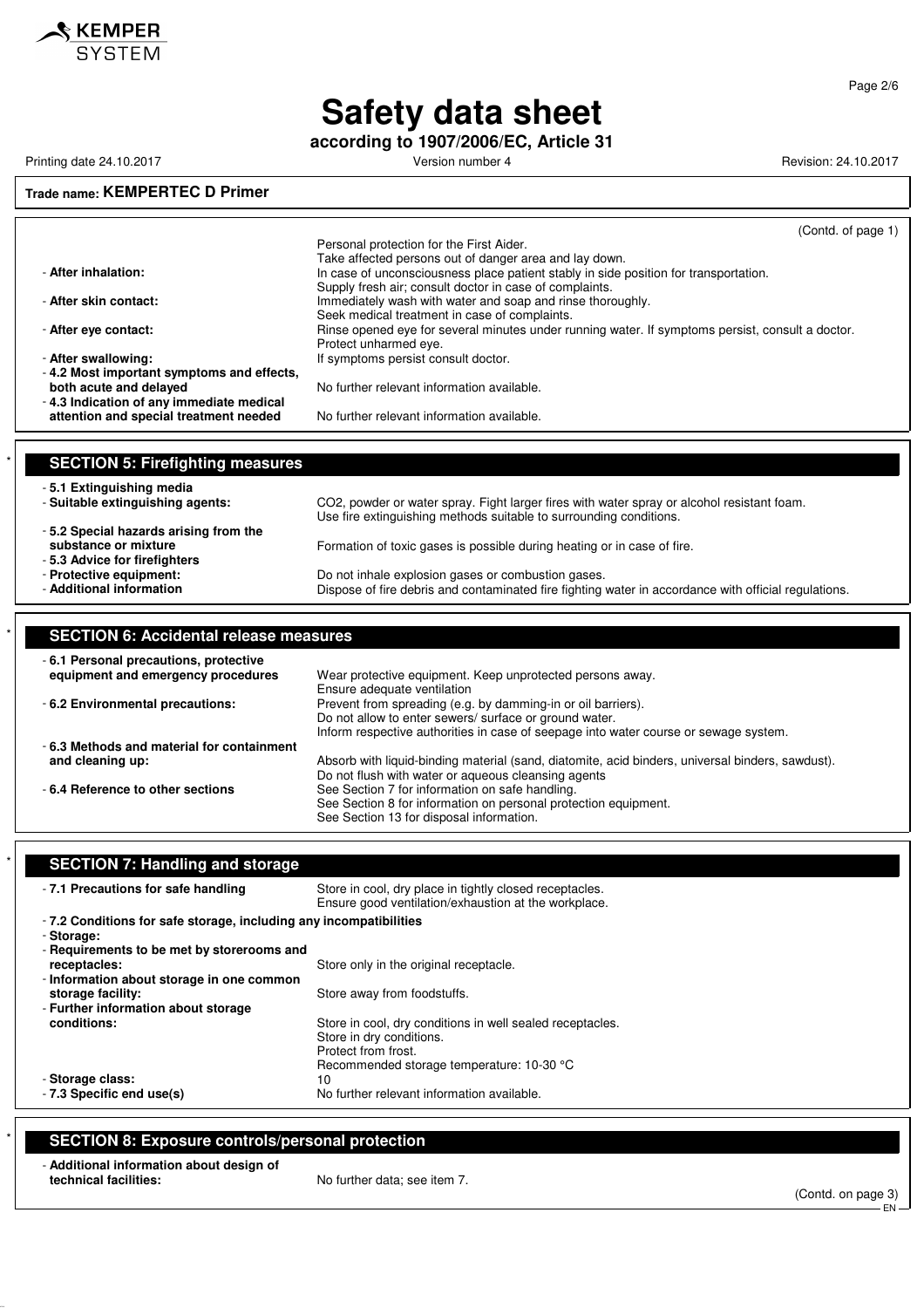(Contd. of page 1)

Personal protection for the First Aider.

Take affected persons out of danger area and lay down.

- **After inhalation:** In case of unconsciousness place patient stably in side position for transportation. Supply fresh air; consult doctor in case of complaints.
- **After skin contact:** Immediately wash with water and soap and rinse thoroughly. Seek medical treatment in case of complaints.
- **After eye contact:** Rinse opened eye for several minutes under running water. If symptoms persist, consult a doctor. Protect unharmed eye.
- **After swallowing:** If symptoms persist consult doctor.
- **4.2 Most important symptoms and effects, both acute and delayed** No further relevant information available.
- **4.3 Indication of any immediate medical attention and special treatment needed** No further relevant information available.

## SECTION 5: Firefighting measures

- **5.1 Extinguishing media**
- **Suitable extinguishing agents:** $CO_2$, powder or water spray. Fight larger fires with water spray or alcohol resistant foam. Use fire extinguishing methods suitable to surrounding conditions.
- **5.2 Special hazards arising from the substance or mixture** Formation of toxic gases is possible during heating or in case of fire.
- **5.3 Advice for firefighters**
- **Protective equipment:** Do not inhale explosion gases or combustion gases.
- **Additional information** Dispose of fire debris and contaminated fire fighting water in accordance with official regulations.

## SECTION 6: Accidental release measures

- **6.1 Personal precautions, protective equipment and emergency procedures** Wear protective equipment. Keep unprotected persons away. Ensure adequate ventilation
- **6.2 Environmental precautions:** Prevent from spreading (e.g. by damming-in or oil barriers). Do not allow to enter sewers/ surface or ground water. Inform respective authorities in case of seepage into water course or sewage system.
- **6.3 Methods and material for containment and cleaning up:** Absorb with liquid-binding material (sand, diatomite, acid binders, universal binders, sawdust). Do not flush with water or aqueous cleansing agents
- **6.4 Reference to other sections** See Section 7 for information on safe handling. See Section 8 for information on personal protection equipment. See Section 13 for disposal information.

## SECTION 7: Handling and storage

- **7.1 Precautions for safe handling** Store in cool, dry place in tightly closed receptacles. Ensure good ventilation/exhaustion at the workplace.
- **7.2 Conditions for safe storage, including any incompatibilities**
- **Storage:**
- **Requirements to be met by storerooms and receptacles:** Store only in the original receptacle.
- **Information about storage in one common storage facility:** Store away from foodstuffs.
- **Further information about storage conditions:** Store in cool, dry conditions in well sealed receptacles. Store in dry conditions. Protect from frost. Recommended storage temperature: 10-30 °C
- **Storage class:** 10
- **7.3 Specific end use(s)** No further relevant information available.

## SECTION 8: Exposure controls/personal protection

- **Additional information about design of technical facilities:** No further data; see item 7.

(Contd. on page 3)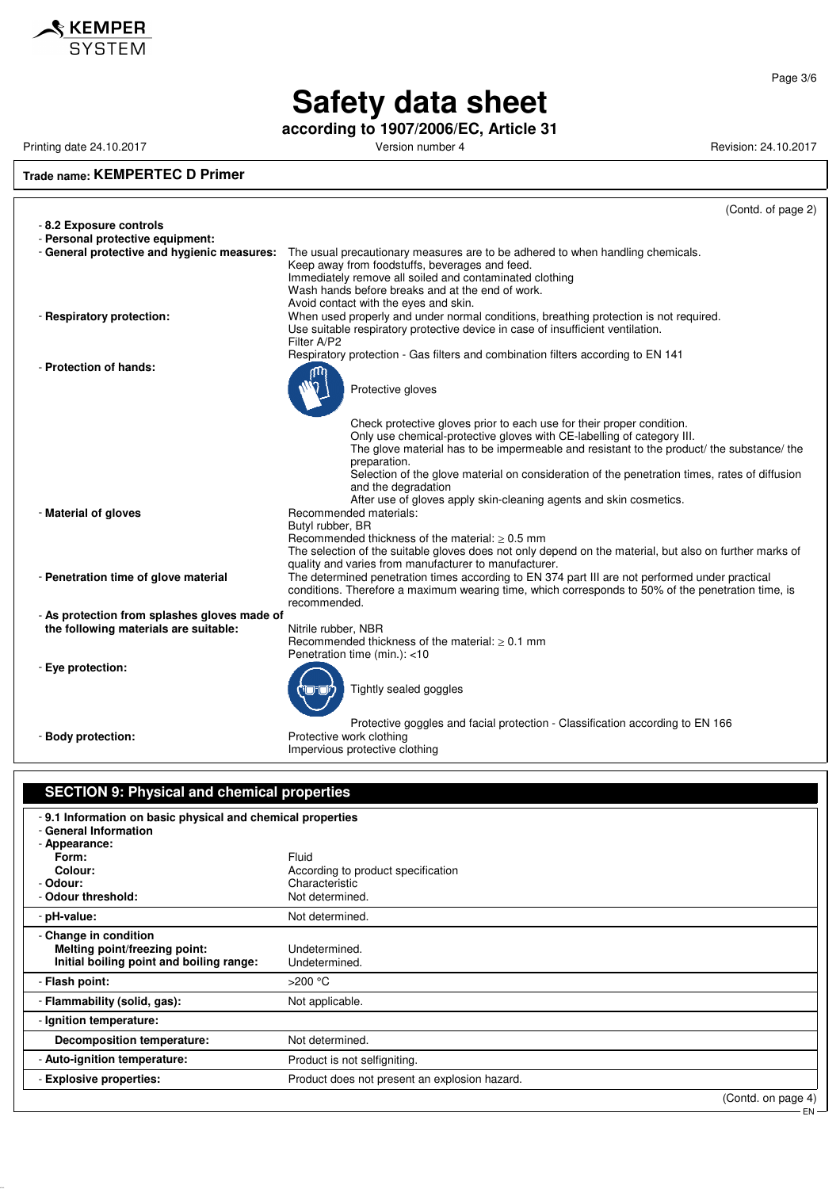# Safety data sheet

**according to 1907/2006/EC, Article 31**

Printing date 24.10.2017 Version number 4 Revision: 24.10.2017

**Trade name: KEMPERTEC D Primer**

(Contd. of page 2)

- **8.2 Exposure controls**
- **Personal protective equipment:**
- **General protective and hygienic measures:** The usual precautionary measures are to be adhered to when handling chemicals.
  Keep away from foodstuffs, beverages and feed.
  Immediately remove all soiled and contaminated clothing
  Wash hands before breaks and at the end of work.
  Avoid contact with the eyes and skin.
- **Respiratory protection:** When used properly and under normal conditions, breathing protection is not required.
  Use suitable respiratory protective device in case of insufficient ventilation.
  Filter A/P2
  Respiratory protection - Gas filters and combination filters according to EN 141
- **Protection of hands:**
  Protective gloves

  Check protective gloves prior to each use for their proper condition.
  Only use chemical-protective gloves with CE-labelling of category III.
  The glove material has to be impermeable and resistant to the product/ the substance/ the preparation.
  Selection of the glove material on consideration of the penetration times, rates of diffusion and the degradation
  After use of gloves apply skin-cleaning agents and skin cosmetics.
- **Material of gloves** Recommended materials:
  Butyl rubber, BR
  Recommended thickness of the material: ≥ 0.5 mm
  The selection of the suitable gloves does not only depend on the material, but also on further marks of quality and varies from manufacturer to manufacturer.
- **Penetration time of glove material** The determined penetration times according to EN 374 part III are not performed under practical conditions. Therefore a maximum wearing time, which corresponds to 50% of the penetration time, is recommended.
- **As protection from splashes gloves made of the following materials are suitable:** Nitrile rubber, NBR
  Recommended thickness of the material: ≥ 0.1 mm
  Penetration time (min.): <10
- **Eye protection:**
  Tightly sealed goggles

  Protective goggles and facial protection - Classification according to EN 166
- **Body protection:** Protective work clothing
  Impervious protective clothing

## SECTION 9: Physical and chemical properties

- **9.1 Information on basic physical and chemical properties**
- **General Information**

| | |
|---|---|
| - **Appearance:** | |
| **Form:** | Fluid |
| **Colour:** | According to product specification |
| - **Odour:** | Characteristic |
| - **Odour threshold:** | Not determined. |
| - **pH-value:** | Not determined. |
| - **Change in condition** | |
| **Melting point/freezing point:** | Undetermined. |
| **Initial boiling point and boiling range:** | Undetermined. |
| - **Flash point:** | >200 °C |
| - **Flammability (solid, gas):** | Not applicable. |
| - **Ignition temperature:** | |
| **Decomposition temperature:** | Not determined. |
| - **Auto-ignition temperature:** | Product is not selfigniting. |
| - **Explosive properties:** | Product does not present an explosion hazard. |

(Contd. on page 4)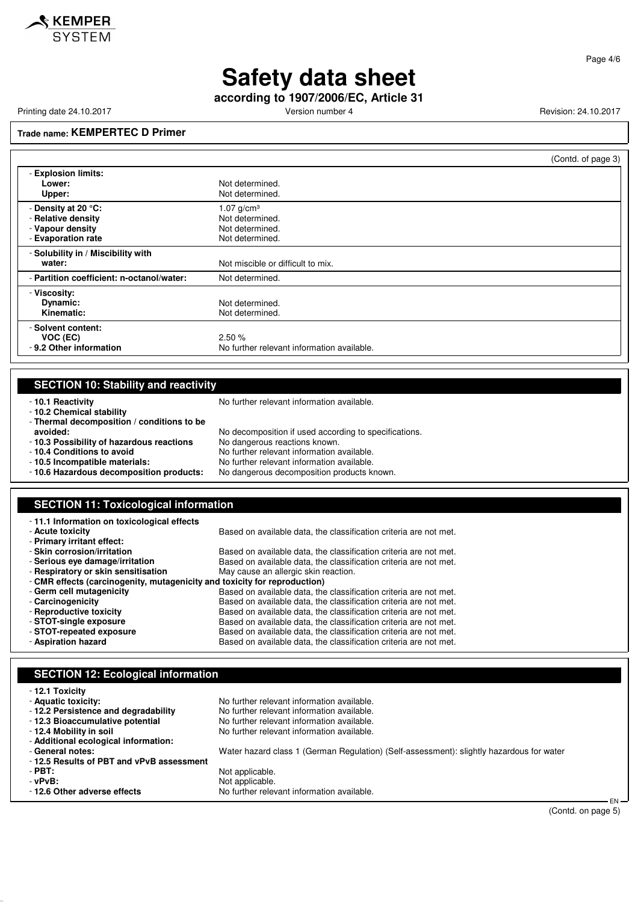# Safety data sheet

**according to 1907/2006/EC, Article 31**

Printing date 24.10.2017 | Version number 4 | Revision: 24.10.2017

**Trade name: KEMPERTEC D Primer**

(Contd. of page 3)

| | |
|---|---|
| - **Explosion limits:** | |
| **Lower:** | Not determined. |
| **Upper:** | Not determined. |
| - **Density at 20 °C:** | 1.07 g/cm³ |
| - **Relative density** | Not determined. |
| - **Vapour density** | Not determined. |
| - **Evaporation rate** | Not determined. |
| - **Solubility in / Miscibility with water:** | Not miscible or difficult to mix. |
| - **Partition coefficient: n-octanol/water:** | Not determined. |
| - **Viscosity:** | |
| **Dynamic:** | Not determined. |
| **Kinematic:** | Not determined. |
| - **Solvent content:** | |
| **VOC (EC)** | 2.50 % |
| - **9.2 Other information** | No further relevant information available. |

## SECTION 10: Stability and reactivity

| | |
|---|---|
| - **10.1 Reactivity** | No further relevant information available. |
| - **10.2 Chemical stability** | |
| - **Thermal decomposition / conditions to be avoided:** | No decomposition if used according to specifications. |
| - **10.3 Possibility of hazardous reactions** | No dangerous reactions known. |
| - **10.4 Conditions to avoid** | No further relevant information available. |
| - **10.5 Incompatible materials:** | No further relevant information available. |
| - **10.6 Hazardous decomposition products:** | No dangerous decomposition products known. |

## SECTION 11: Toxicological information

| | |
|---|---|
| - **11.1 Information on toxicological effects** | |
| - **Acute toxicity** | Based on available data, the classification criteria are not met. |
| - **Primary irritant effect:** | |
| - **Skin corrosion/irritation** | Based on available data, the classification criteria are not met. |
| - **Serious eye damage/irritation** | Based on available data, the classification criteria are not met. |
| - **Respiratory or skin sensitisation** | May cause an allergic skin reaction. |
| - **CMR effects (carcinogenity, mutagenicity and toxicity for reproduction)** | |
| - **Germ cell mutagenicity** | Based on available data, the classification criteria are not met. |
| - **Carcinogenicity** | Based on available data, the classification criteria are not met. |
| - **Reproductive toxicity** | Based on available data, the classification criteria are not met. |
| - **STOT-single exposure** | Based on available data, the classification criteria are not met. |
| - **STOT-repeated exposure** | Based on available data, the classification criteria are not met. |
| - **Aspiration hazard** | Based on available data, the classification criteria are not met. |

## SECTION 12: Ecological information

| | |
|---|---|
| - **12.1 Toxicity** | |
| - **Aquatic toxicity:** | No further relevant information available. |
| - **12.2 Persistence and degradability** | No further relevant information available. |
| - **12.3 Bioaccumulative potential** | No further relevant information available. |
| - **12.4 Mobility in soil** | No further relevant information available. |
| - **Additional ecological information:** | |
| - **General notes:** | Water hazard class 1 (German Regulation) (Self-assessment): slightly hazardous for water |
| - **12.5 Results of PBT and vPvB assessment** | |
| - **PBT:** | Not applicable. |
| - **vPvB:** | Not applicable. |
| - **12.6 Other adverse effects** | No further relevant information available. |

(Contd. on page 5)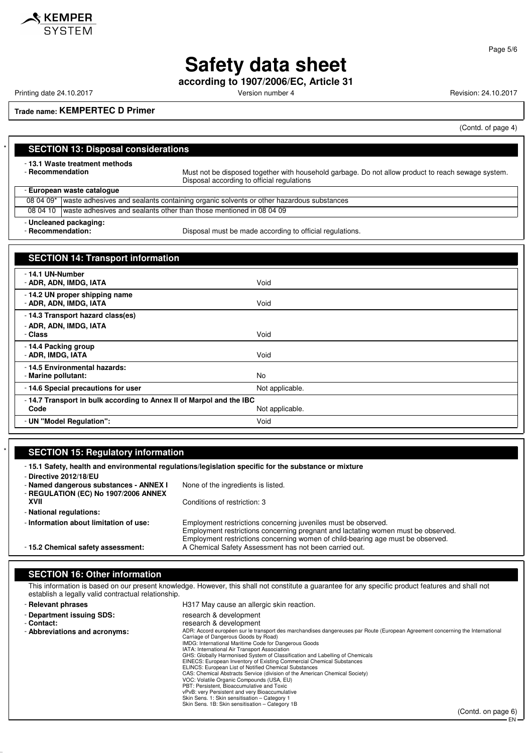# Safety data sheet

**according to 1907/2006/EC, Article 31**

Printing date 24.10.2017 Version number 4 Revision: 24.10.2017

**Trade name: KEMPERTEC D Primer**

(Contd. of page 4)

## SECTION 13: Disposal considerations

- **13.1 Waste treatment methods**
- **Recommendation** Must not be disposed together with household garbage. Do not allow product to reach sewage system. Disposal according to official regulations

- **European waste catalogue**

| | |
|---|---|
| 08 04 09* | waste adhesives and sealants containing organic solvents or other hazardous substances |
| 08 04 10 | waste adhesives and sealants other than those mentioned in 08 04 09 |

- **Uncleaned packaging:**
- **Recommendation:** Disposal must be made according to official regulations.

## SECTION 14: Transport information

| | |
|---|---|
| - **14.1 UN-Number**<br>- **ADR, ADN, IMDG, IATA** | Void |
| - **14.2 UN proper shipping name**<br>- **ADR, ADN, IMDG, IATA** | Void |
| - **14.3 Transport hazard class(es)**<br>- **ADR, ADN, IMDG, IATA**<br>- **Class** | Void |
| - **14.4 Packing group**<br>- **ADR, IMDG, IATA** | Void |
| - **14.5 Environmental hazards:**<br>- **Marine pollutant:** | No |
| - **14.6 Special precautions for user** | Not applicable. |
| - **14.7 Transport in bulk according to Annex II of Marpol and the IBC Code** | Not applicable. |
| - **UN "Model Regulation":** | Void |

## SECTION 15: Regulatory information

- **15.1 Safety, health and environmental regulations/legislation specific for the substance or mixture**
- **Directive 2012/18/EU**
- **Named dangerous substances - ANNEX I** None of the ingredients is listed.
- **REGULATION (EC) No 1907/2006 ANNEX XVII** Conditions of restriction: 3
- **National regulations:**
- **Information about limitation of use:** Employment restrictions concerning juveniles must be observed. Employment restrictions concerning pregnant and lactating women must be observed. Employment restrictions concerning women of child-bearing age must be observed.
- **15.2 Chemical safety assessment:** A Chemical Safety Assessment has not been carried out.

## SECTION 16: Other information

This information is based on our present knowledge. However, this shall not constitute a guarantee for any specific product features and shall not establish a legally valid contractual relationship.

- **Relevant phrases** H317 May cause an allergic skin reaction.
- **Department issuing SDS:** research & development
- **Contact:** research & development
- **Abbreviations and acronyms:**
  ADR: Accord européen sur le transport des marchandises dangereuses par Route (European Agreement concerning the International Carriage of Dangerous Goods by Road)
  IMDG: International Maritime Code for Dangerous Goods
  IATA: International Air Transport Association
  GHS: Globally Harmonised System of Classification and Labelling of Chemicals
  EINECS: European Inventory of Existing Commercial Chemical Substances
  ELINCS: European List of Notified Chemical Substances
  CAS: Chemical Abstracts Service (division of the American Chemical Society)
  VOC: Volatile Organic Compounds (USA, EU)
  PBT: Persistent, Bioaccumulative and Toxic
  vPvB: very Persistent and very Bioaccumulative
  Skin Sens. 1: Skin sensitisation – Category 1
  Skin Sens. 1B: Skin sensitisation – Category 1B

(Contd. on page 6)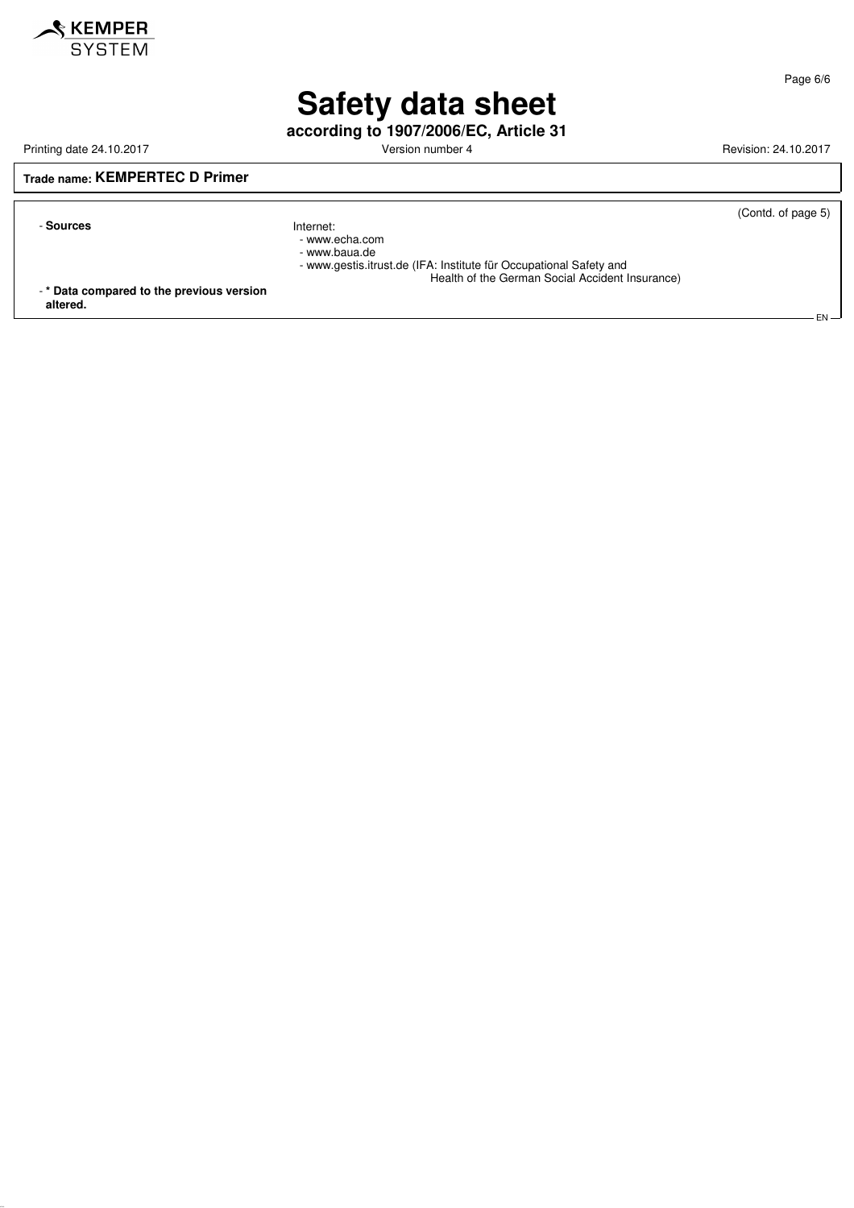(Contd. of page 5)

- **Sources**

Internet:
- www.echa.com
- www.baua.de
- www.gestis.itrust.de (IFA: Institute für Occupational Safety and Health of the German Social Accident Insurance)

- **\* Data compared to the previous version altered.**